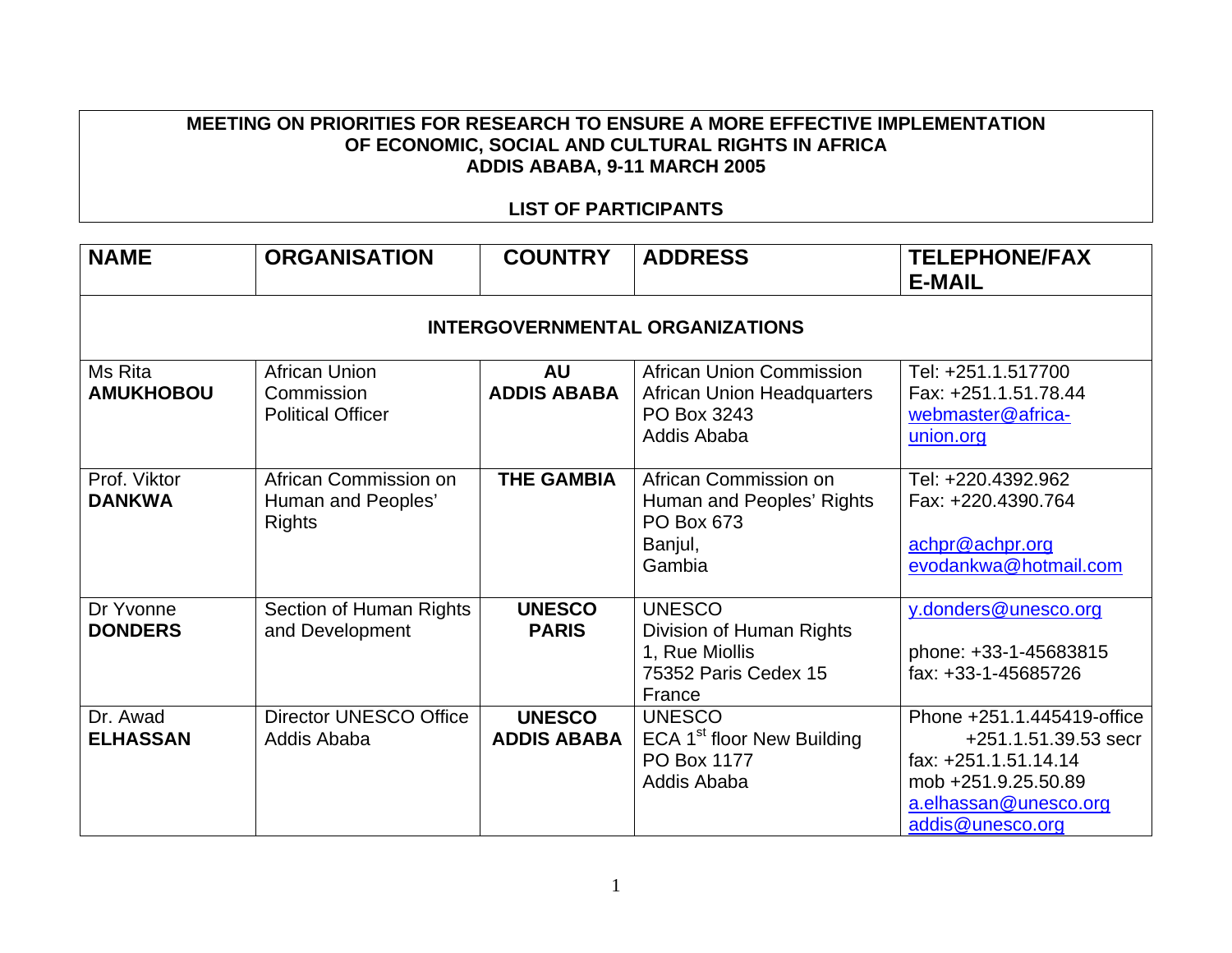**MEETING ON PRIORITIES FOR RESEARCH TO ENSURE A MORE EFFECTIVE IMPLEMENTATION OF ECONOMIC, SOCIAL AND CULTURAL RIGHTS IN AFRICA**
**ADDIS ABABA, 9-11 MARCH 2005**

**LIST OF PARTICIPANTS**

| NAME | ORGANISATION | COUNTRY | ADDRESS | TELEPHONE/FAX E-MAIL |
|---|---|---|---|---|
| **INTERGOVERNMENTAL ORGANIZATIONS** | | | | |
| Ms Rita **AMUKHOBOU** | African Union Commission Political Officer | **AU ADDIS ABABA** | African Union Commission African Union Headquarters PO Box 3243 Addis Ababa | Tel: +251.1.517700 Fax: +251.1.51.78.44 webmaster@africa-union.org |
| Prof. Viktor **DANKWA** | African Commission on Human and Peoples' Rights | **THE GAMBIA** | African Commission on Human and Peoples' Rights PO Box 673 Banjul, Gambia | Tel: +220.4392.962 Fax: +220.4390.764 achpr@achpr.org evodankwa@hotmail.com |
| Dr Yvonne **DONDERS** | Section of Human Rights and Development | **UNESCO PARIS** | UNESCO Division of Human Rights 1, Rue Miollis 75352 Paris Cedex 15 France | y.donders@unesco.org phone: +33-1-45683815 fax: +33-1-45685726 |
| Dr. Awad **ELHASSAN** | Director UNESCO Office Addis Ababa | **UNESCO ADDIS ABABA** | UNESCO ECA 1st floor New Building PO Box 1177 Addis Ababa | Phone +251.1.445419-office +251.1.51.39.53 secr fax: +251.1.51.14.14 mob +251.9.25.50.89 a.elhassan@unesco.org addis@unesco.org |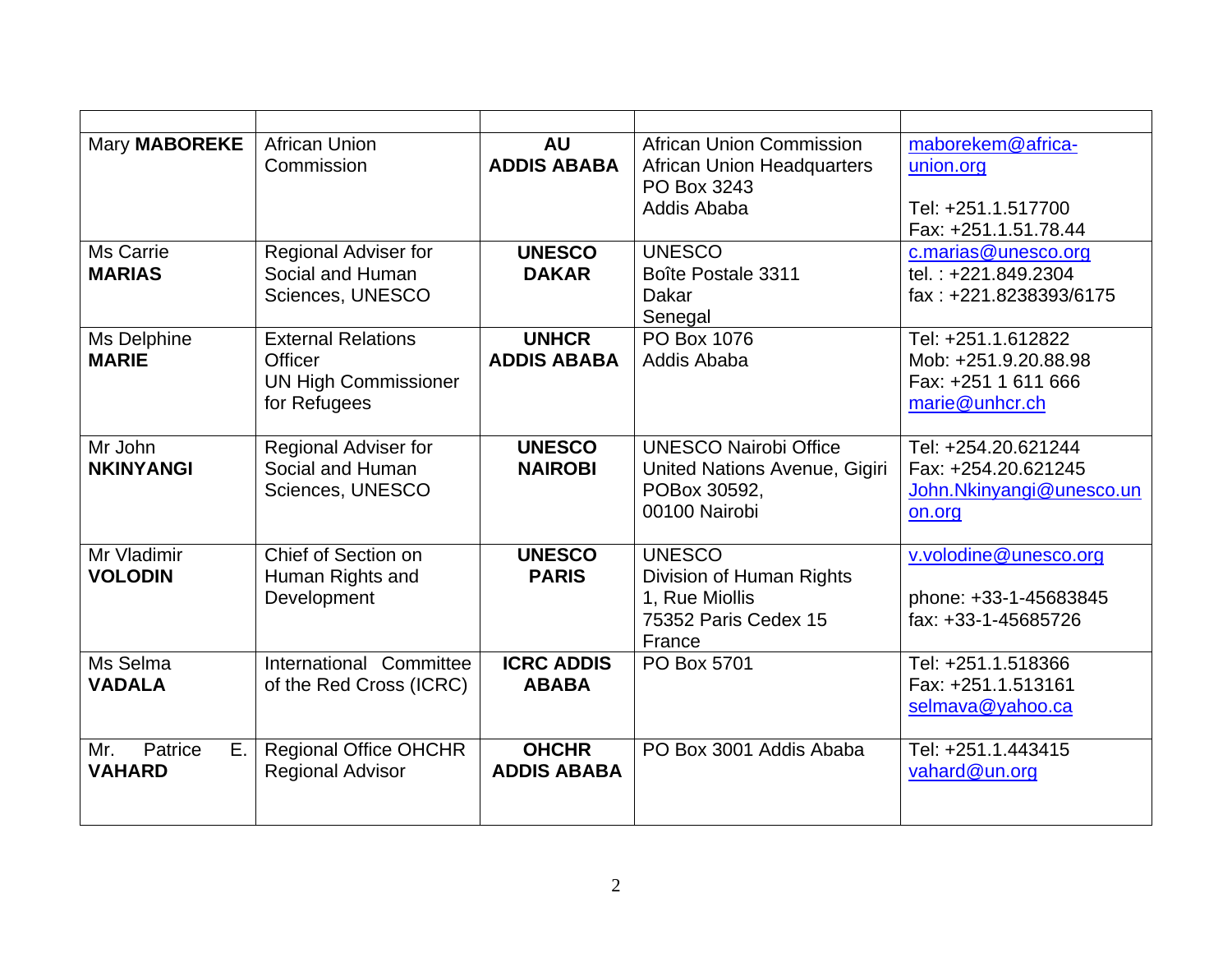| | | | | |
|---|---|---|---|---|
| Mary **MABOREKE** | African Union Commission | **AU ADDIS ABABA** | African Union Commission African Union Headquarters PO Box 3243 Addis Ababa | maborekem@africa-union.org<br><br>Tel: +251.1.517700<br>Fax: +251.1.51.78.44 |
| Ms Carrie **MARIAS** | Regional Adviser for Social and Human Sciences, UNESCO | **UNESCO DAKAR** | UNESCO Boîte Postale 3311 Dakar Senegal | c.marias@unesco.org<br>tel. : +221.849.2304<br>fax : +221.8238393/6175 |
| Ms Delphine **MARIE** | External Relations Officer UN High Commissioner for Refugees | **UNHCR ADDIS ABABA** | PO Box 1076 Addis Ababa | Tel: +251.1.612822<br>Mob: +251.9.20.88.98<br>Fax: +251 1 611 666<br>marie@unhcr.ch |
| Mr John **NKINYANGI** | Regional Adviser for Social and Human Sciences, UNESCO | **UNESCO NAIROBI** | UNESCO Nairobi Office United Nations Avenue, Gigiri POBox 30592, 00100 Nairobi | Tel: +254.20.621244<br>Fax: +254.20.621245<br>John.Nkinyangi@unesco.unon.org |
| Mr Vladimir **VOLODIN** | Chief of Section on Human Rights and Development | **UNESCO PARIS** | UNESCO Division of Human Rights 1, Rue Miollis 75352 Paris Cedex 15 France | v.volodine@unesco.org<br><br>phone: +33-1-45683845<br>fax: +33-1-45685726 |
| Ms Selma **VADALA** | International Committee of the Red Cross (ICRC) | **ICRC ADDIS ABABA** | PO Box 5701 | Tel: +251.1.518366<br>Fax: +251.1.513161<br>selmava@yahoo.ca |
| Mr. Patrice E. **VAHARD** | Regional Office OHCHR Regional Advisor | **OHCHR ADDIS ABABA** | PO Box 3001 Addis Ababa | Tel: +251.1.443415<br>vahard@un.org |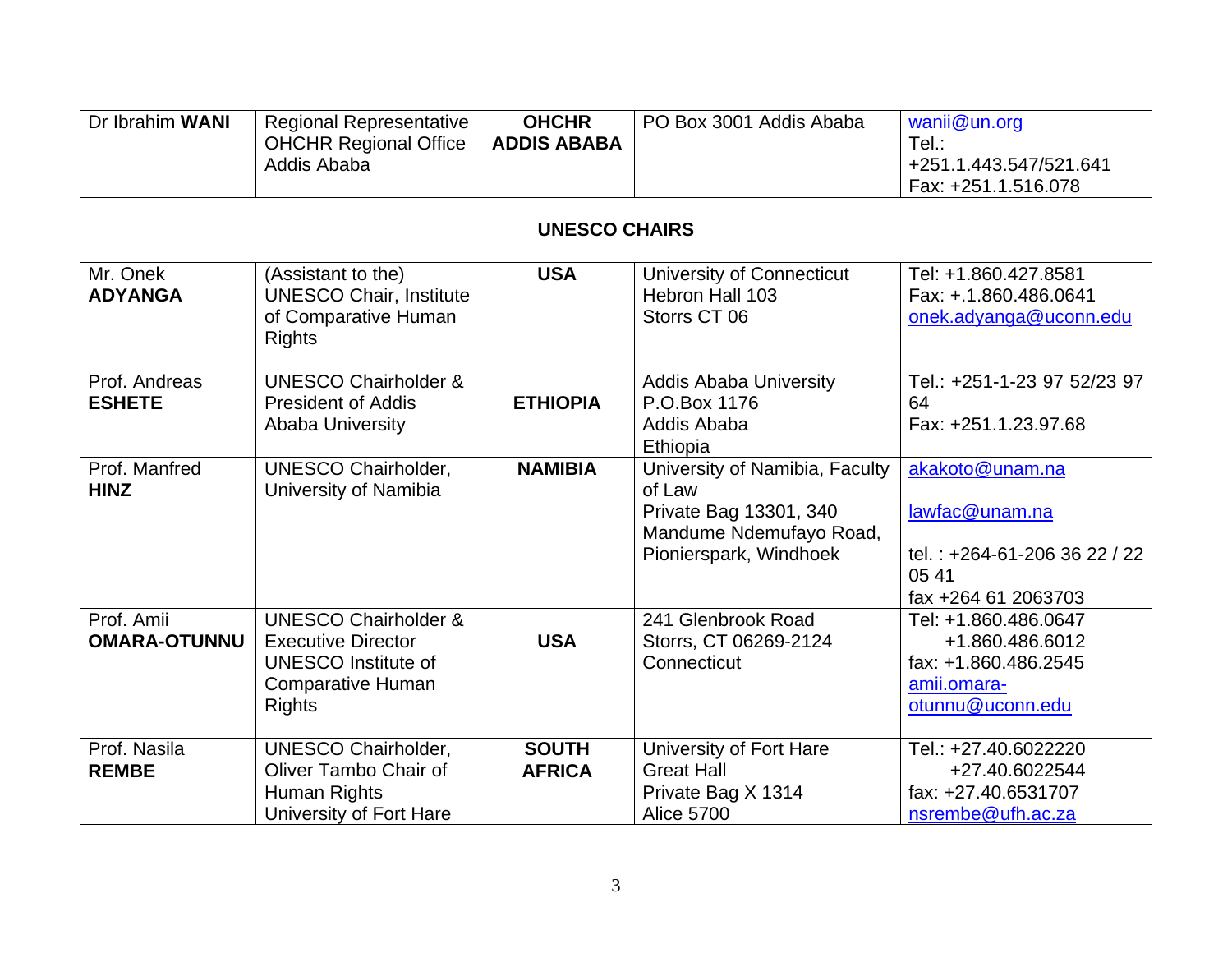| Dr Ibrahim **WANI** | Regional Representative OHCHR Regional Office Addis Ababa | **OHCHR ADDIS ABABA** | PO Box 3001 Addis Ababa | wanii@un.org<br>Tel.:<br>+251.1.443.547/521.641<br>Fax: +251.1.516.078 |
|---|---|---|---|---|
| | | **UNESCO CHAIRS** | | |
| Mr. Onek **ADYANGA** | (Assistant to the) UNESCO Chair, Institute of Comparative Human Rights | **USA** | University of Connecticut<br>Hebron Hall 103<br>Storrs CT 06 | Tel: +1.860.427.8581<br>Fax: +.1.860.486.0641<br>onek.adyanga@uconn.edu |
| Prof. Andreas **ESHETE** | UNESCO Chairholder & President of Addis Ababa University | **ETHIOPIA** | Addis Ababa University<br>P.O.Box 1176<br>Addis Ababa<br>Ethiopia | Tel.: +251-1-23 97 52/23 97 64<br>Fax: +251.1.23.97.68 |
| Prof. Manfred **HINZ** | UNESCO Chairholder, University of Namibia | **NAMIBIA** | University of Namibia, Faculty of Law<br>Private Bag 13301, 340 Mandume Ndemufayo Road, Pionierspark, Windhoek | akakoto@unam.na<br><br>lawfac@unam.na<br><br>tel. : +264-61-206 36 22 / 22 05 41<br>fax +264 61 2063703 |
| Prof. Amii **OMARA-OTUNNU** | UNESCO Chairholder & Executive Director UNESCO Institute of Comparative Human Rights | **USA** | 241 Glenbrook Road<br>Storrs, CT 06269-2124<br>Connecticut | Tel: +1.860.486.0647<br>+1.860.486.6012<br>fax: +1.860.486.2545<br>amii.omara-otunnu@uconn.edu |
| Prof. Nasila **REMBE** | UNESCO Chairholder, Oliver Tambo Chair of Human Rights University of Fort Hare | **SOUTH AFRICA** | University of Fort Hare<br>Great Hall<br>Private Bag X 1314<br>Alice 5700 | Tel.: +27.40.6022220<br>+27.40.6022544<br>fax: +27.40.6531707<br>nsrembe@ufh.ac.za |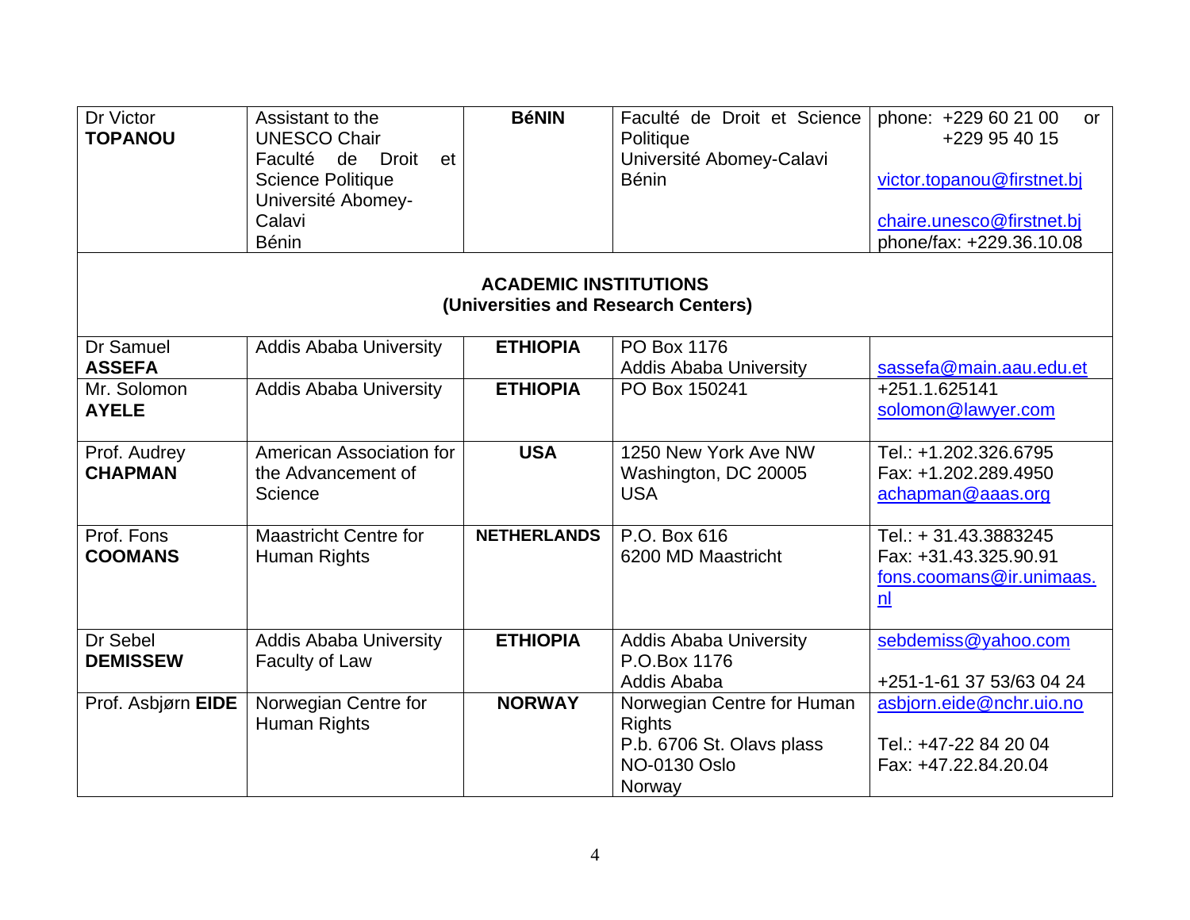| | | | | |
|---|---|---|---|---|
| Dr Victor **TOPANOU** | Assistant to the UNESCO Chair Faculté de Droit et Science Politique Université Abomey-Calavi Bénin | **BéNIN** | Faculté de Droit et Science Politique Université Abomey-Calavi Bénin | phone: +229 60 21 00 or +229 95 40 15 victor.topanou@firstnet.bj chaire.unesco@firstnet.bj phone/fax: +229.36.10.08 |
| **ACADEMIC INSTITUTIONS (Universities and Research Centers)** | | | | |
| Dr Samuel **ASSEFA** | Addis Ababa University | **ETHIOPIA** | PO Box 1176 Addis Ababa University | sassefa@main.aau.edu.et |
| Mr. Solomon **AYELE** | Addis Ababa University | **ETHIOPIA** | PO Box 150241 | +251.1.625141 solomon@lawyer.com |
| Prof. Audrey **CHAPMAN** | American Association for the Advancement of Science | **USA** | 1250 New York Ave NW Washington, DC 20005 USA | Tel.: +1.202.326.6795 Fax: +1.202.289.4950 achapman@aaas.org |
| Prof. Fons **COOMANS** | Maastricht Centre for Human Rights | **NETHERLANDS** | P.O. Box 616 6200 MD Maastricht | Tel.: + 31.43.3883245 Fax: +31.43.325.90.91 fons.coomans@ir.unimaas.nl |
| Dr Sebel **DEMISSEW** | Addis Ababa University Faculty of Law | **ETHIOPIA** | Addis Ababa University P.O.Box 1176 Addis Ababa | sebdemiss@yahoo.com +251-1-61 37 53/63 04 24 |
| Prof. Asbjørn **EIDE** | Norwegian Centre for Human Rights | **NORWAY** | Norwegian Centre for Human Rights P.b. 6706 St. Olavs plass NO-0130 Oslo Norway | asbjorn.eide@nchr.uio.no Tel.: +47-22 84 20 04 Fax: +47.22.84.20.04 |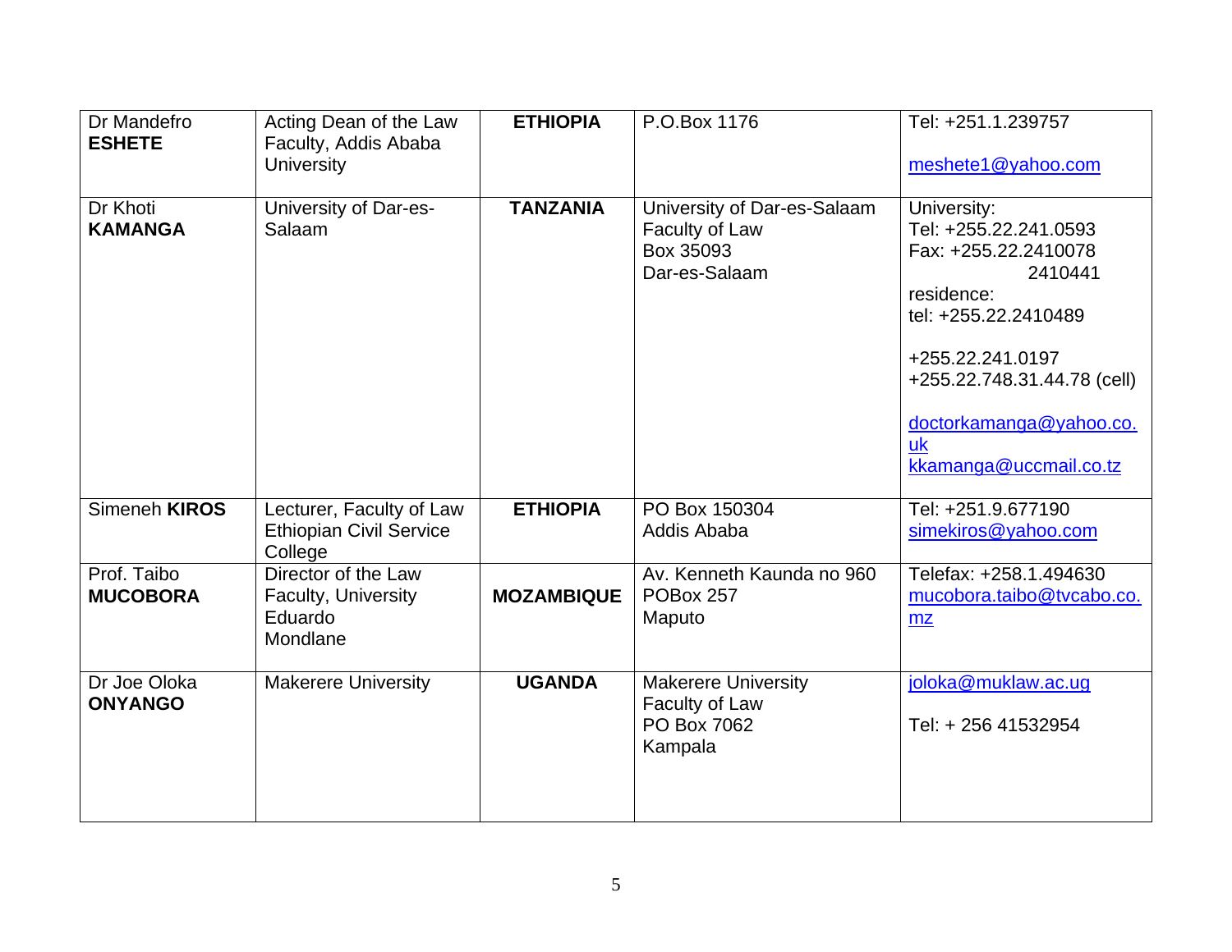| Dr Mandefro **ESHETE** | Acting Dean of the Law Faculty, Addis Ababa University | **ETHIOPIA** | P.O.Box 1176 | Tel: +251.1.239757<br><br>meshete1@yahoo.com |
|---|---|---|---|---|
| Dr Khoti **KAMANGA** | University of Dar-es-Salaam | **TANZANIA** | University of Dar-es-Salaam<br>Faculty of Law<br>Box 35093<br>Dar-es-Salaam | University:<br>Tel: +255.22.241.0593<br>Fax: +255.22.2410078<br>2410441<br>residence:<br>tel: +255.22.2410489<br><br>+255.22.241.0197<br>+255.22.748.31.44.78 (cell)<br><br>doctorkamanga@yahoo.co.uk<br>kkamanga@uccmail.co.tz |
| Simeneh **KIROS** | Lecturer, Faculty of Law Ethiopian Civil Service College | **ETHIOPIA** | PO Box 150304<br>Addis Ababa | Tel: +251.9.677190<br>simekiros@yahoo.com |
| Prof. Taibo **MUCOBORA** | Director of the Law Faculty, University Eduardo Mondlane | **MOZAMBIQUE** | Av. Kenneth Kaunda no 960<br>POBox 257<br>Maputo | Telefax: +258.1.494630<br>mucobora.taibo@tvcabo.co.mz |
| Dr Joe Oloka **ONYANGO** | Makerere University | **UGANDA** | Makerere University<br>Faculty of Law<br>PO Box 7062<br>Kampala | joloka@muklaw.ac.ug<br><br>Tel: + 256 41532954 |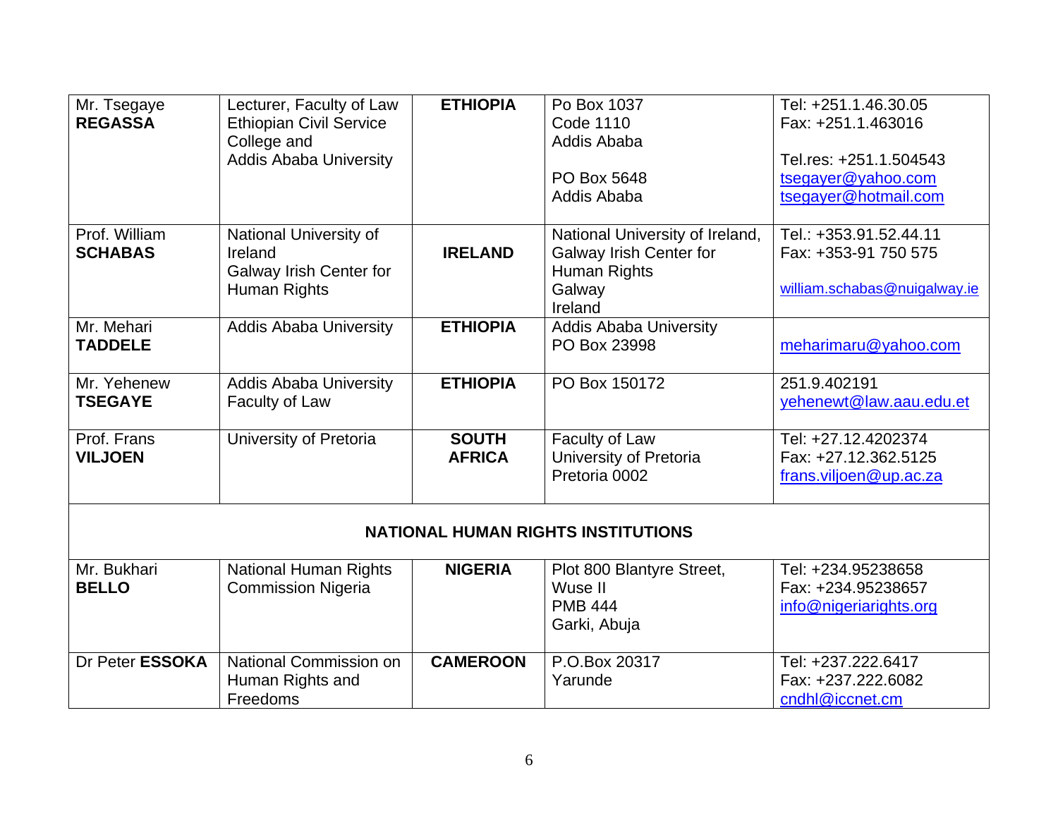| | | | | |
|---|---|---|---|---|
| Mr. Tsegaye **REGASSA** | Lecturer, Faculty of Law Ethiopian Civil Service College and Addis Ababa University | **ETHIOPIA** | Po Box 1037<br>Code 1110<br>Addis Ababa<br><br>PO Box 5648<br>Addis Ababa | Tel: +251.1.46.30.05<br>Fax: +251.1.463016<br><br>Tel.res: +251.1.504543<br>tsegayer@yahoo.com<br>tsegayer@hotmail.com |
| Prof. William **SCHABAS** | National University of Ireland<br>Galway Irish Center for Human Rights | **IRELAND** | National University of Ireland, Galway Irish Center for Human Rights<br>Galway<br>Ireland | Tel.: +353.91.52.44.11<br>Fax: +353-91 750 575<br><br>william.schabas@nuigalway.ie |
| Mr. Mehari **TADDELE** | Addis Ababa University | **ETHIOPIA** | Addis Ababa University<br>PO Box 23998 | meharimaru@yahoo.com |
| Mr. Yehenew **TSEGAYE** | Addis Ababa University Faculty of Law | **ETHIOPIA** | PO Box 150172 | 251.9.402191<br>yehenewt@law.aau.edu.et |
| Prof. Frans **VILJOEN** | University of Pretoria | **SOUTH AFRICA** | Faculty of Law<br>University of Pretoria<br>Pretoria 0002 | Tel: +27.12.4202374<br>Fax: +27.12.362.5125<br>frans.viljoen@up.ac.za |
| | | **NATIONAL HUMAN RIGHTS INSTITUTIONS** | | |
| Mr. Bukhari **BELLO** | National Human Rights Commission Nigeria | **NIGERIA** | Plot 800 Blantyre Street,<br>Wuse II<br>PMB 444<br>Garki, Abuja | Tel: +234.95238658<br>Fax: +234.95238657<br>info@nigeriarights.org |
| Dr Peter **ESSOKA** | National Commission on Human Rights and Freedoms | **CAMEROON** | P.O.Box 20317<br>Yarunde | Tel: +237.222.6417<br>Fax: +237.222.6082<br>cndhl@iccnet.cm |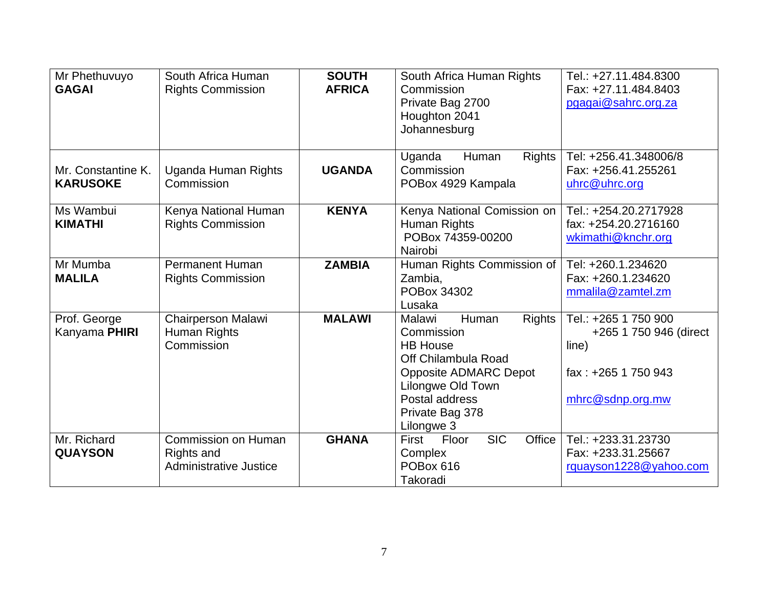| Mr Phethuvuyo **GAGAI** | South Africa Human Rights Commission | **SOUTH AFRICA** | South Africa Human Rights Commission<br>Private Bag 2700<br>Houghton 2041<br>Johannesburg | Tel.: +27.11.484.8300<br>Fax: +27.11.484.8403<br>pgagai@sahrc.org.za |
|---|---|---|---|---|
| Mr. Constantine K. **KARUSOKE** | Uganda Human Rights Commission | **UGANDA** | Uganda Human Rights Commission<br>POBox 4929 Kampala | Tel: +256.41.348006/8<br>Fax: +256.41.255261<br>uhrc@uhrc.org |
| Ms Wambui **KIMATHI** | Kenya National Human Rights Commission | **KENYA** | Kenya National Comission on Human Rights<br>POBox 74359-00200<br>Nairobi | Tel.: +254.20.2717928<br>fax: +254.20.2716160<br>wkimathi@knchr.org |
| Mr Mumba **MALILA** | Permanent Human Rights Commission | **ZAMBIA** | Human Rights Commission of Zambia,<br>POBox 34302<br>Lusaka | Tel: +260.1.234620<br>Fax: +260.1.234620<br>mmalila@zamtel.zm |
| Prof. George Kanyama **PHIRI** | Chairperson Malawi Human Rights Commission | **MALAWI** | Malawi Human Rights Commission<br>HB House<br>Off Chilambula Road<br>Opposite ADMARC Depot<br>Lilongwe Old Town<br>Postal address<br>Private Bag 378<br>Lilongwe 3 | Tel.: +265 1 750 900<br>+265 1 750 946 (direct line)<br><br>fax : +265 1 750 943<br><br>mhrc@sdnp.org.mw |
| Mr. Richard **QUAYSON** | Commission on Human Rights and Administrative Justice | **GHANA** | First Floor SIC Office Complex<br>POBox 616<br>Takoradi | Tel.: +233.31.23730<br>Fax: +233.31.25667<br>rquayson1228@yahoo.com |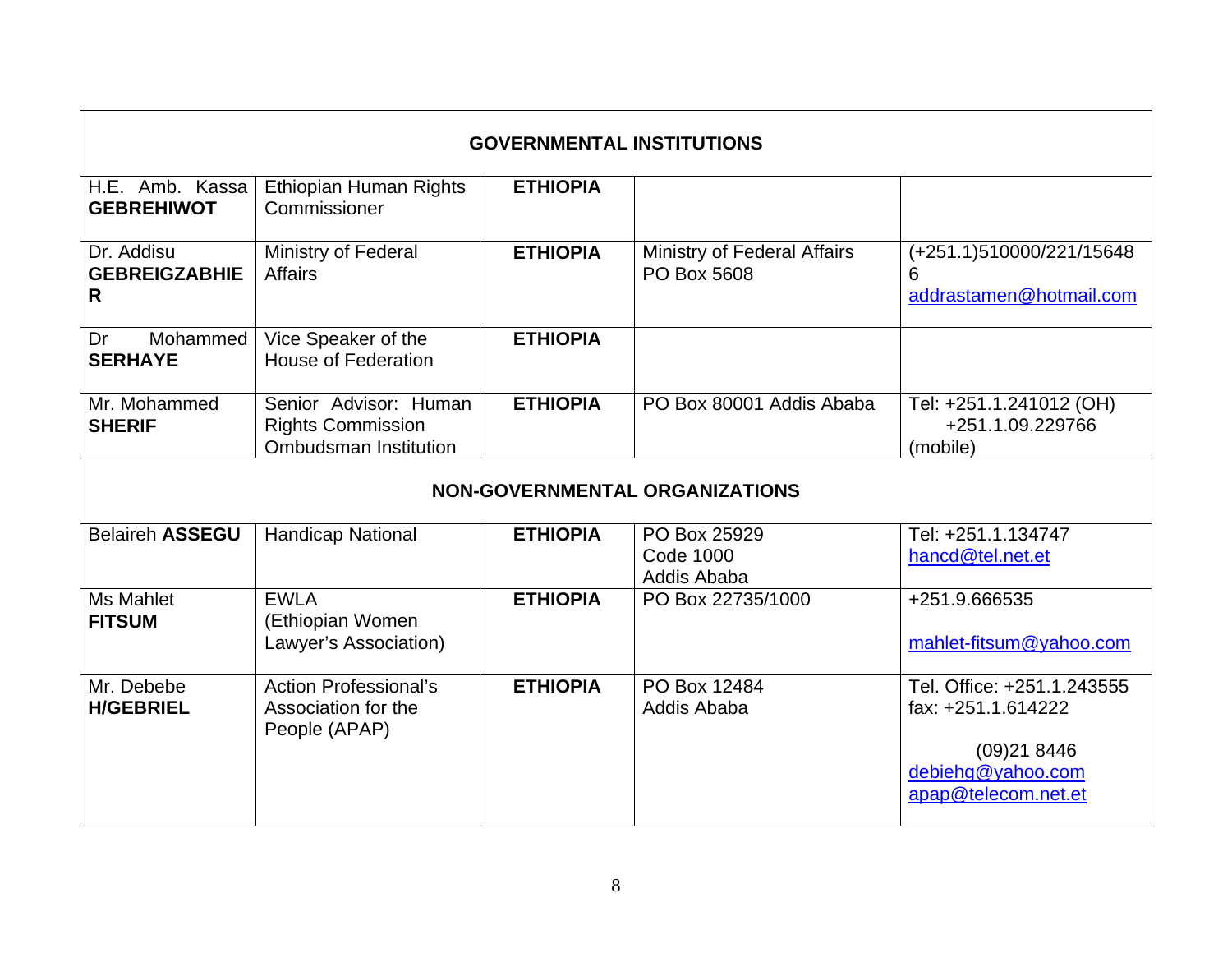| GOVERNMENTAL INSTITUTIONS | | | | |
|---|---|---|---|---|
| H.E. Amb. Kassa **GEBREHIWOT** | Ethiopian Human Rights Commissioner | **ETHIOPIA** | | |
| Dr. Addisu **GEBREIGZABHIER** | Ministry of Federal Affairs | **ETHIOPIA** | Ministry of Federal Affairs PO Box 5608 | (+251.1)510000/221/156486 addrastamen@hotmail.com |
| Dr Mohammed **SERHAYE** | Vice Speaker of the House of Federation | **ETHIOPIA** | | |
| Mr. Mohammed **SHERIF** | Senior Advisor: Human Rights Commission Ombudsman Institution | **ETHIOPIA** | PO Box 80001 Addis Ababa | Tel: +251.1.241012 (OH) +251.1.09.229766 (mobile) |
| **NON-GOVERNMENTAL ORGANIZATIONS** | | | | |
| Belaireh **ASSEGU** | Handicap National | **ETHIOPIA** | PO Box 25929 Code 1000 Addis Ababa | Tel: +251.1.134747 hancd@tel.net.et |
| Ms Mahlet **FITSUM** | EWLA (Ethiopian Women Lawyer's Association) | **ETHIOPIA** | PO Box 22735/1000 | +251.9.666535 mahlet-fitsum@yahoo.com |
| Mr. Debebe **H/GEBRIEL** | Action Professional's Association for the People (APAP) | **ETHIOPIA** | PO Box 12484 Addis Ababa | Tel. Office: +251.1.243555 fax: +251.1.614222 (09)21 8446 debiehg@yahoo.com apap@telecom.net.et |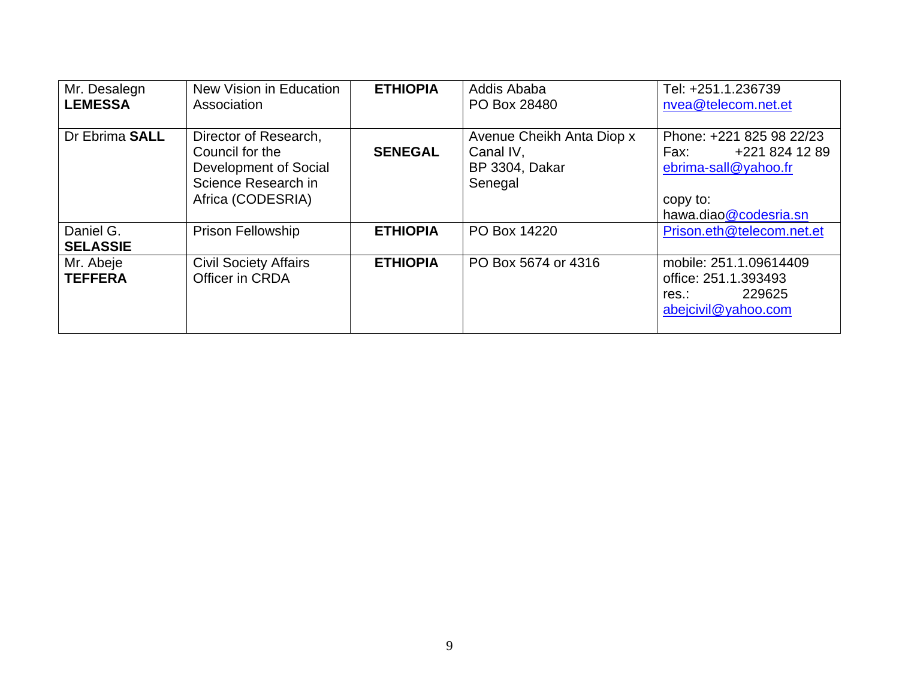| | | | | |
|---|---|---|---|---|
| Mr. Desalegn **LEMESSA** | New Vision in Education Association | **ETHIOPIA** | Addis Ababa<br>PO Box 28480 | Tel: +251.1.236739<br>nvea@telecom.net.et |
| Dr Ebrima **SALL** | Director of Research, Council for the Development of Social Science Research in Africa (CODESRIA) | **SENEGAL** | Avenue Cheikh Anta Diop x Canal IV,<br>BP 3304, Dakar<br>Senegal | Phone: +221 825 98 22/23<br>Fax: +221 824 12 89<br>ebrima-sall@yahoo.fr<br><br>copy to:<br>hawa.diao@codesria.sn |
| Daniel G. **SELASSIE** | Prison Fellowship | **ETHIOPIA** | PO Box 14220 | Prison.eth@telecom.net.et |
| Mr. Abeje **TEFFERA** | Civil Society Affairs Officer in CRDA | **ETHIOPIA** | PO Box 5674 or 4316 | mobile: 251.1.09614409<br>office: 251.1.393493<br>res.: 229625<br>abejcivil@yahoo.com |